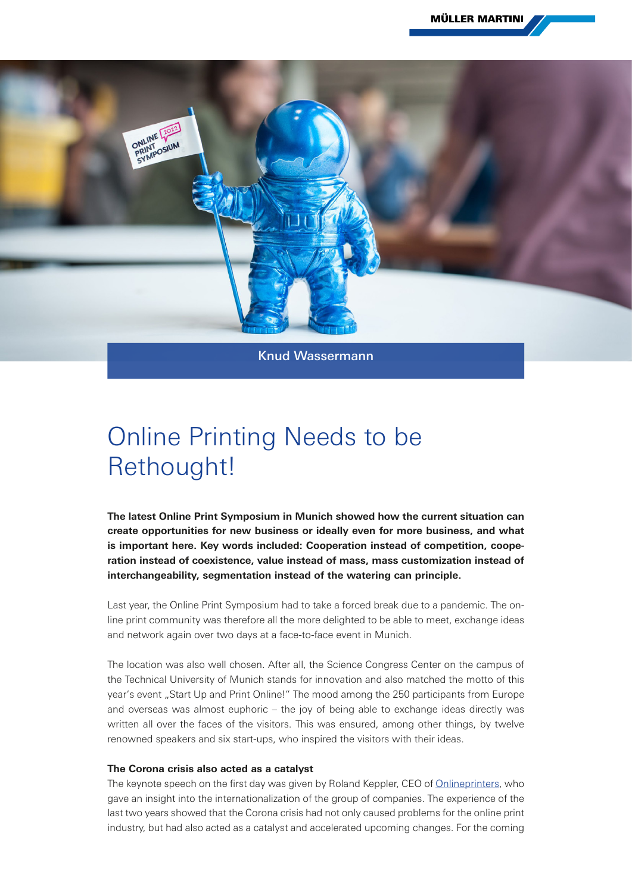Knud Wassermann

# Online Printing Needs to be Rethought!

**The latest Online Print Symposium in Munich showed how the current situation can create opportunities for new business or ideally even for more business, and what is important here. Key words included: Cooperation instead of competition, cooperation instead of coexistence, value instead of mass, mass customization instead of interchangeability, segmentation instead of the watering can principle.**

Last year, the Online Print Symposium had to take a forced break due to a pandemic. The online print community was therefore all the more delighted to be able to meet, exchange ideas and network again over two days at a face-to-face event in Munich.

The location was also well chosen. After all, the Science Congress Center on the campus of the Technical University of Munich stands for innovation and also matched the motto of this year's event „Start Up and Print Online!" The mood among the 250 participants from Europe and overseas was almost euphoric – the joy of being able to exchange ideas directly was written all over the faces of the visitors. This was ensured, among other things, by twelve renowned speakers and six start-ups, who inspired the visitors with their ideas.

### The Corona crisis also acted as a catalyst

The keynote speech on the first day was given by Roland Keppler, CEO of Onlineprinters, who gave an insight into the internationalization of the group of companies. The experience of the last two years showed that the Corona crisis had not only caused problems for the online print industry, but had also acted as a catalyst and accelerated upcoming changes. For the coming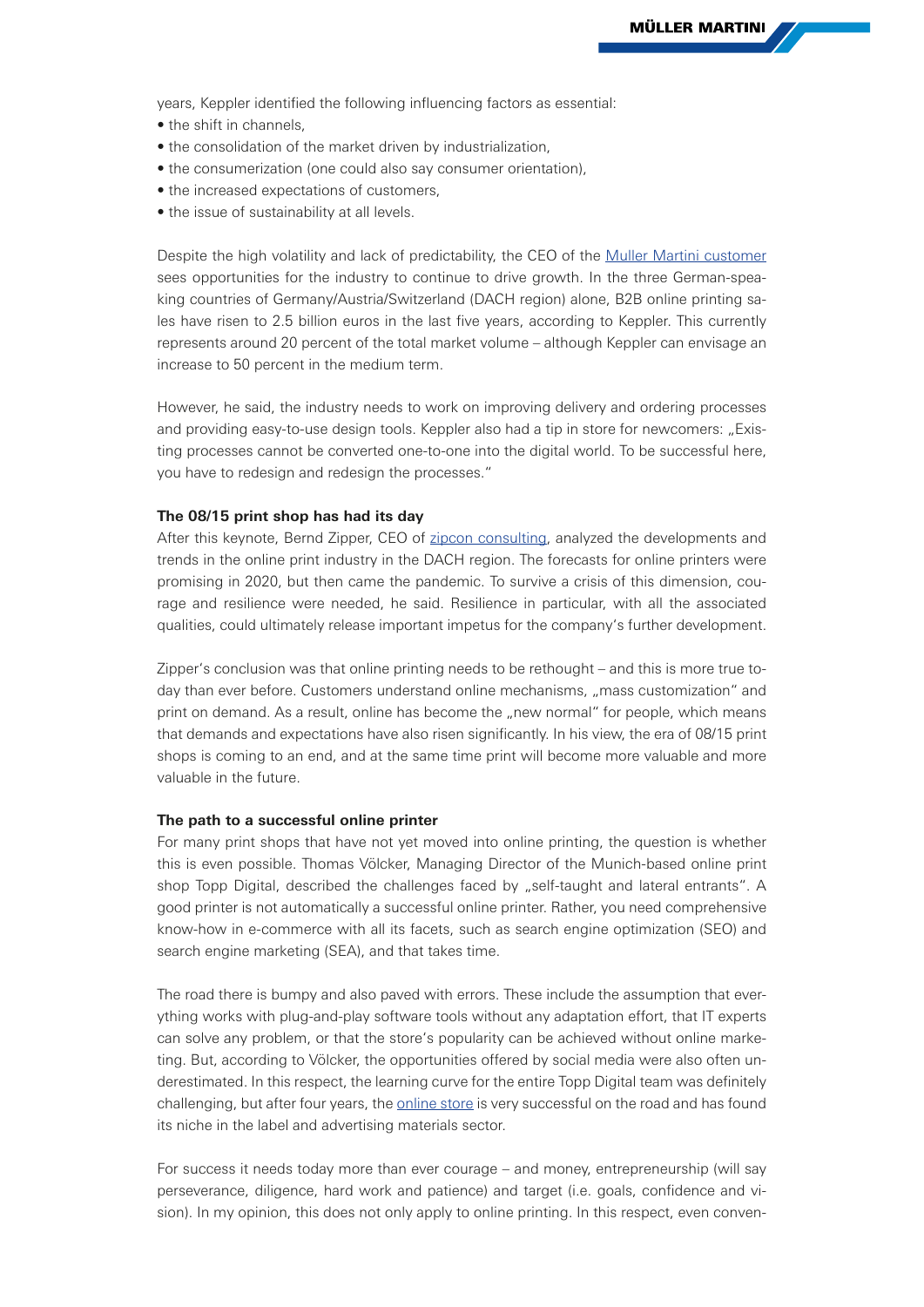years, Keppler identified the following influencing factors as essential:

- the shift in channels,
- the consolidation of the market driven by industrialization,
- the consumerization (one could also say consumer orientation),
- the increased expectations of customers,
- the issue of sustainability at all levels.

Despite the high volatility and lack of predictability, the CEO of the Muller Martini customer sees opportunities for the industry to continue to drive growth. In the three German-speaking countries of Germany/Austria/Switzerland (DACH region) alone, B2B online printing sales have risen to 2.5 billion euros in the last five years, according to Keppler. This currently represents around 20 percent of the total market volume – although Keppler can envisage an increase to 50 percent in the medium term.

However, he said, the industry needs to work on improving delivery and ordering processes and providing easy-to-use design tools. Keppler also had a tip in store for newcomers: „Existing processes cannot be converted one-to-one into the digital world. To be successful here, you have to redesign and redesign the processes."

**The 08/15 print shop has had its day**

After this keynote, Bernd Zipper, CEO of zipcon consulting, analyzed the developments and trends in the online print industry in the DACH region. The forecasts for online printers were promising in 2020, but then came the pandemic. To survive a crisis of this dimension, courage and resilience were needed, he said. Resilience in particular, with all the associated qualities, could ultimately release important impetus for the company's further development.

Zipper's conclusion was that online printing needs to be rethought – and this is more true today than ever before. Customers understand online mechanisms, „mass customization" and print on demand. As a result, online has become the „new normal" for people, which means that demands and expectations have also risen significantly. In his view, the era of 08/15 print shops is coming to an end, and at the same time print will become more valuable and more valuable in the future.

**The path to a successful online printer**

For many print shops that have not yet moved into online printing, the question is whether this is even possible. Thomas Völcker, Managing Director of the Munich-based online print shop Topp Digital, described the challenges faced by „self-taught and lateral entrants". A good printer is not automatically a successful online printer. Rather, you need comprehensive know-how in e-commerce with all its facets, such as search engine optimization (SEO) and search engine marketing (SEA), and that takes time.

The road there is bumpy and also paved with errors. These include the assumption that everything works with plug-and-play software tools without any adaptation effort, that IT experts can solve any problem, or that the store's popularity can be achieved without online marketing. But, according to Völcker, the opportunities offered by social media were also often underestimated. In this respect, the learning curve for the entire Topp Digital team was definitely challenging, but after four years, the online store is very successful on the road and has found its niche in the label and advertising materials sector.

For success it needs today more than ever courage – and money, entrepreneurship (will say perseverance, diligence, hard work and patience) and target (i.e. goals, confidence and vision). In my opinion, this does not only apply to online printing. In this respect, even conven-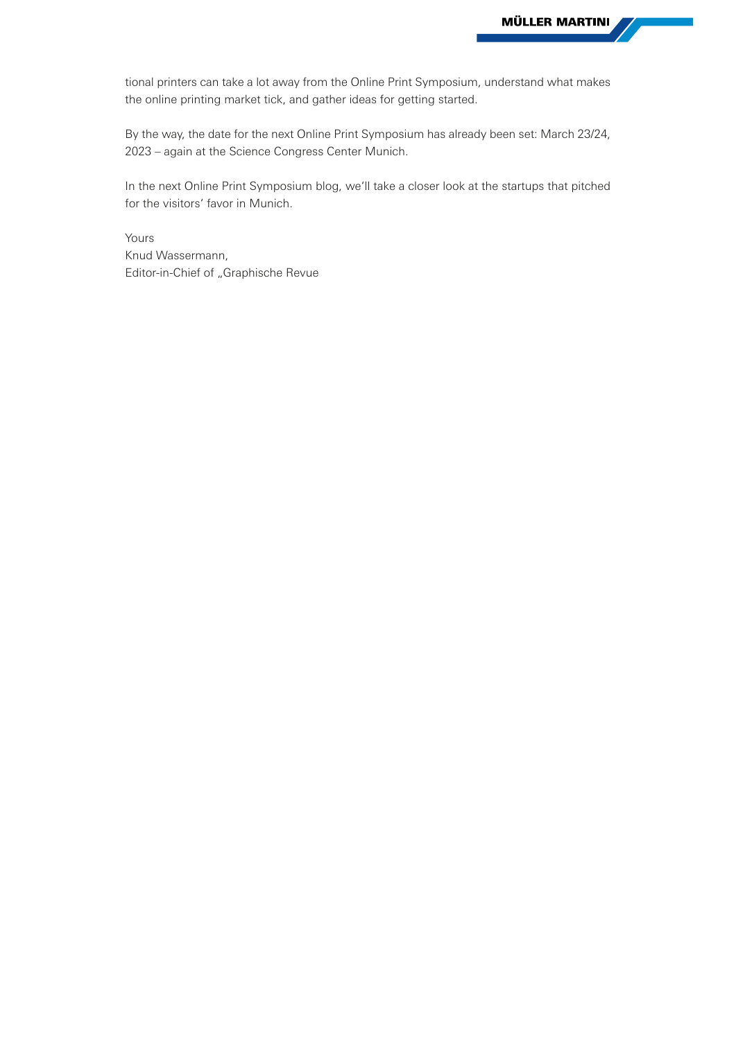tional printers can take a lot away from the Online Print Symposium, understand what makes the online printing market tick, and gather ideas for getting started.

By the way, the date for the next Online Print Symposium has already been set: March 23/24, 2023 – again at the Science Congress Center Munich.

In the next Online Print Symposium blog, we'll take a closer look at the startups that pitched for the visitors' favor in Munich.

Yours
Knud Wassermann,
Editor-in-Chief of „Graphische Revue